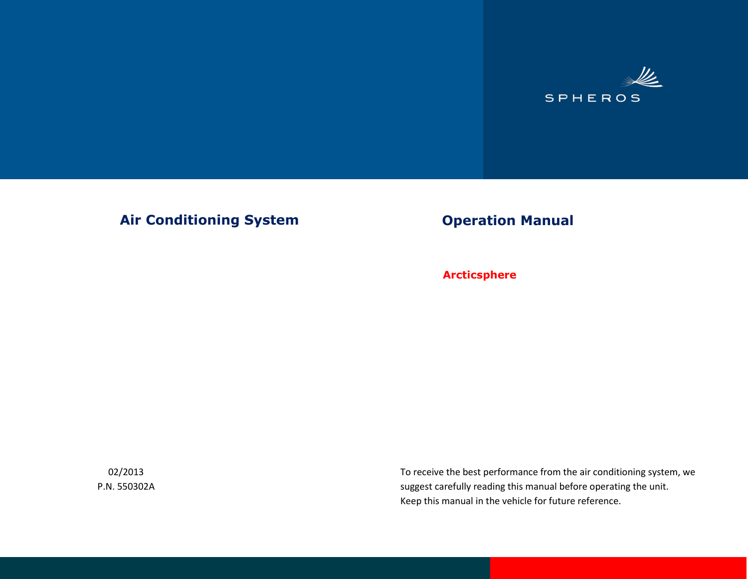SPHEROS

# Air Conditioning System

# Operation Manual

**Arcticsphere**

02/2013

P.N. 550302A

To receive the best performance from the air conditioning system, we suggest carefully reading this manual before operating the unit.
Keep this manual in the vehicle for future reference.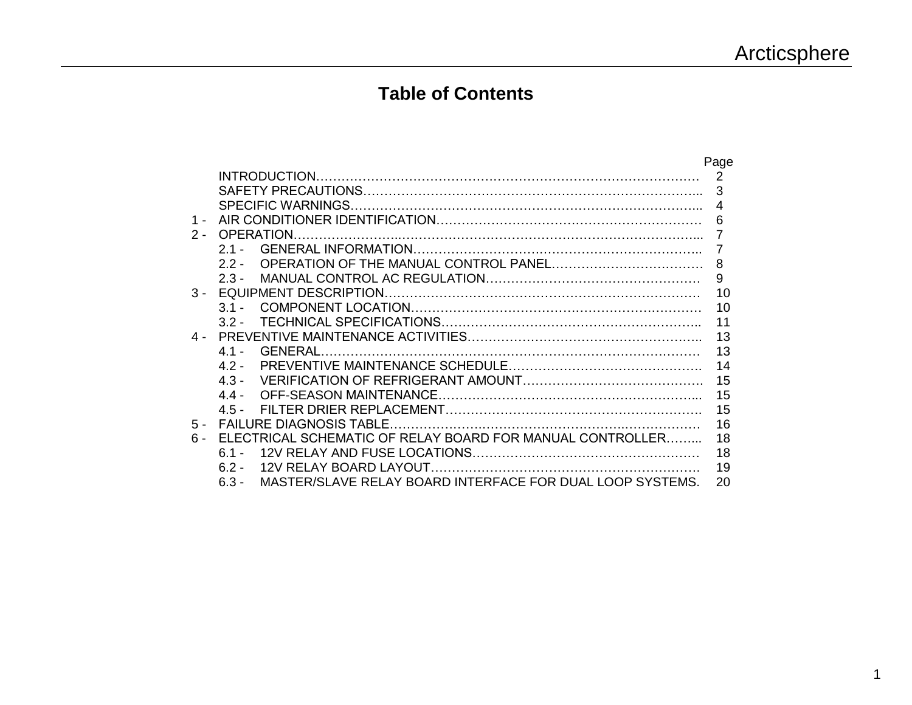# Table of Contents

| | | Page |
|---|---|---|
| | INTRODUCTION | 2 |
| | SAFETY PRECAUTIONS | 3 |
| | SPECIFIC WARNINGS | 4 |
| 1 - | AIR CONDITIONER IDENTIFICATION | 6 |
| 2 - | OPERATION | 7 |
| | 2.1 - GENERAL INFORMATION | 7 |
| | 2.2 - OPERATION OF THE MANUAL CONTROL PANEL | 8 |
| | 2.3 - MANUAL CONTROL AC REGULATION | 9 |
| 3 - | EQUIPMENT DESCRIPTION | 10 |
| | 3.1 - COMPONENT LOCATION | 10 |
| | 3.2 - TECHNICAL SPECIFICATIONS | 11 |
| 4 - | PREVENTIVE MAINTENANCE ACTIVITIES | 13 |
| | 4.1 - GENERAL | 13 |
| | 4.2 - PREVENTIVE MAINTENANCE SCHEDULE | 14 |
| | 4.3 - VERIFICATION OF REFRIGERANT AMOUNT | 15 |
| | 4.4 - OFF-SEASON MAINTENANCE | 15 |
| | 4.5 - FILTER DRIER REPLACEMENT | 15 |
| 5 - | FAILURE DIAGNOSIS TABLE | 16 |
| 6 - | ELECTRICAL SCHEMATIC OF RELAY BOARD FOR MANUAL CONTROLLER | 18 |
| | 6.1 - 12V RELAY AND FUSE LOCATIONS | 18 |
| | 6.2 - 12V RELAY BOARD LAYOUT | 19 |
| | 6.3 - MASTER/SLAVE RELAY BOARD INTERFACE FOR DUAL LOOP SYSTEMS. | 20 |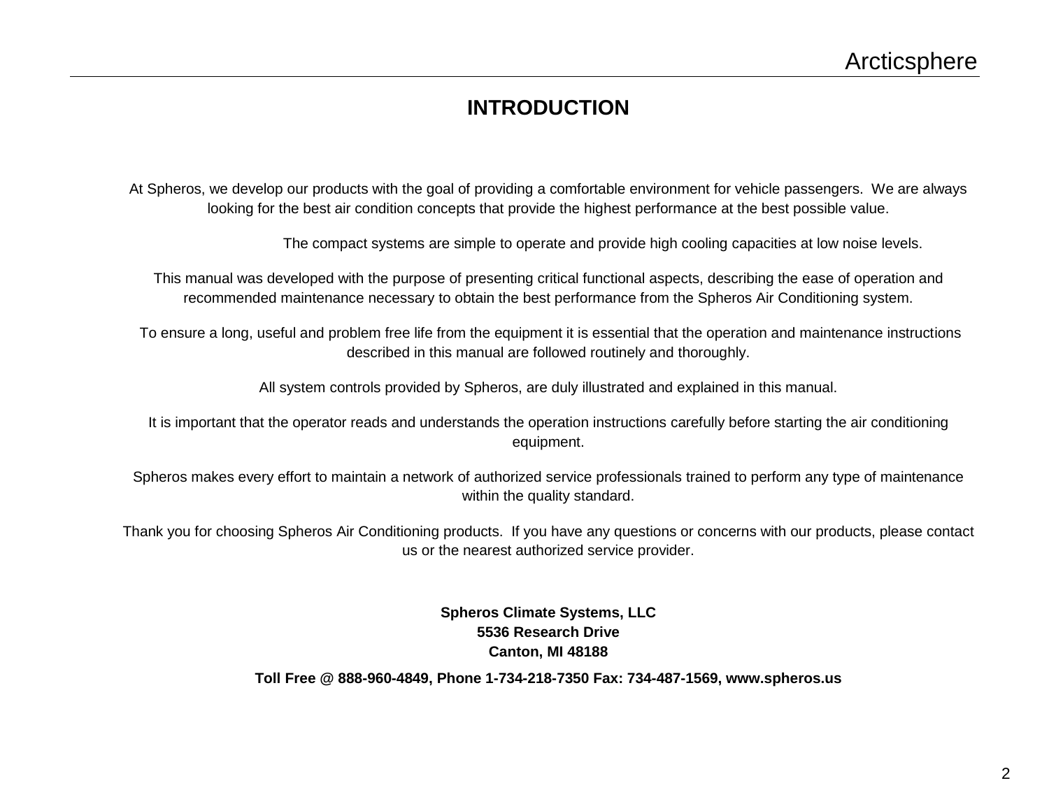# INTRODUCTION

At Spheros, we develop our products with the goal of providing a comfortable environment for vehicle passengers. We are always looking for the best air condition concepts that provide the highest performance at the best possible value.

The compact systems are simple to operate and provide high cooling capacities at low noise levels.

This manual was developed with the purpose of presenting critical functional aspects, describing the ease of operation and recommended maintenance necessary to obtain the best performance from the Spheros Air Conditioning system.

To ensure a long, useful and problem free life from the equipment it is essential that the operation and maintenance instructions described in this manual are followed routinely and thoroughly.

All system controls provided by Spheros, are duly illustrated and explained in this manual.

It is important that the operator reads and understands the operation instructions carefully before starting the air conditioning equipment.

Spheros makes every effort to maintain a network of authorized service professionals trained to perform any type of maintenance within the quality standard.

Thank you for choosing Spheros Air Conditioning products. If you have any questions or concerns with our products, please contact us or the nearest authorized service provider.

**Spheros Climate Systems, LLC**
**5536 Research Drive**
**Canton, MI 48188**

**Toll Free @ 888-960-4849, Phone 1-734-218-7350 Fax: 734-487-1569, www.spheros.us**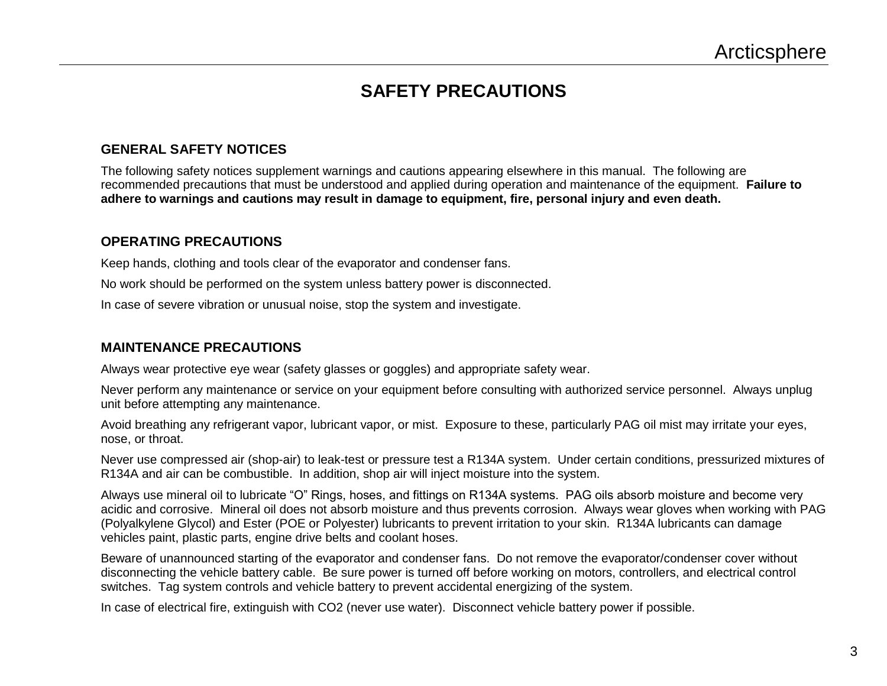# SAFETY PRECAUTIONS

## GENERAL SAFETY NOTICES

The following safety notices supplement warnings and cautions appearing elsewhere in this manual. The following are recommended precautions that must be understood and applied during operation and maintenance of the equipment. **Failure to adhere to warnings and cautions may result in damage to equipment, fire, personal injury and even death.**

## OPERATING PRECAUTIONS

Keep hands, clothing and tools clear of the evaporator and condenser fans.

No work should be performed on the system unless battery power is disconnected.

In case of severe vibration or unusual noise, stop the system and investigate.

## MAINTENANCE PRECAUTIONS

Always wear protective eye wear (safety glasses or goggles) and appropriate safety wear.

Never perform any maintenance or service on your equipment before consulting with authorized service personnel. Always unplug unit before attempting any maintenance.

Avoid breathing any refrigerant vapor, lubricant vapor, or mist. Exposure to these, particularly PAG oil mist may irritate your eyes, nose, or throat.

Never use compressed air (shop-air) to leak-test or pressure test a R134A system. Under certain conditions, pressurized mixtures of R134A and air can be combustible. In addition, shop air will inject moisture into the system.

Always use mineral oil to lubricate "O" Rings, hoses, and fittings on R134A systems. PAG oils absorb moisture and become very acidic and corrosive. Mineral oil does not absorb moisture and thus prevents corrosion. Always wear gloves when working with PAG (Polyalkylene Glycol) and Ester (POE or Polyester) lubricants to prevent irritation to your skin. R134A lubricants can damage vehicles paint, plastic parts, engine drive belts and coolant hoses.

Beware of unannounced starting of the evaporator and condenser fans. Do not remove the evaporator/condenser cover without disconnecting the vehicle battery cable. Be sure power is turned off before working on motors, controllers, and electrical control switches. Tag system controls and vehicle battery to prevent accidental energizing of the system.

In case of electrical fire, extinguish with $CO_2$ (never use water). Disconnect vehicle battery power if possible.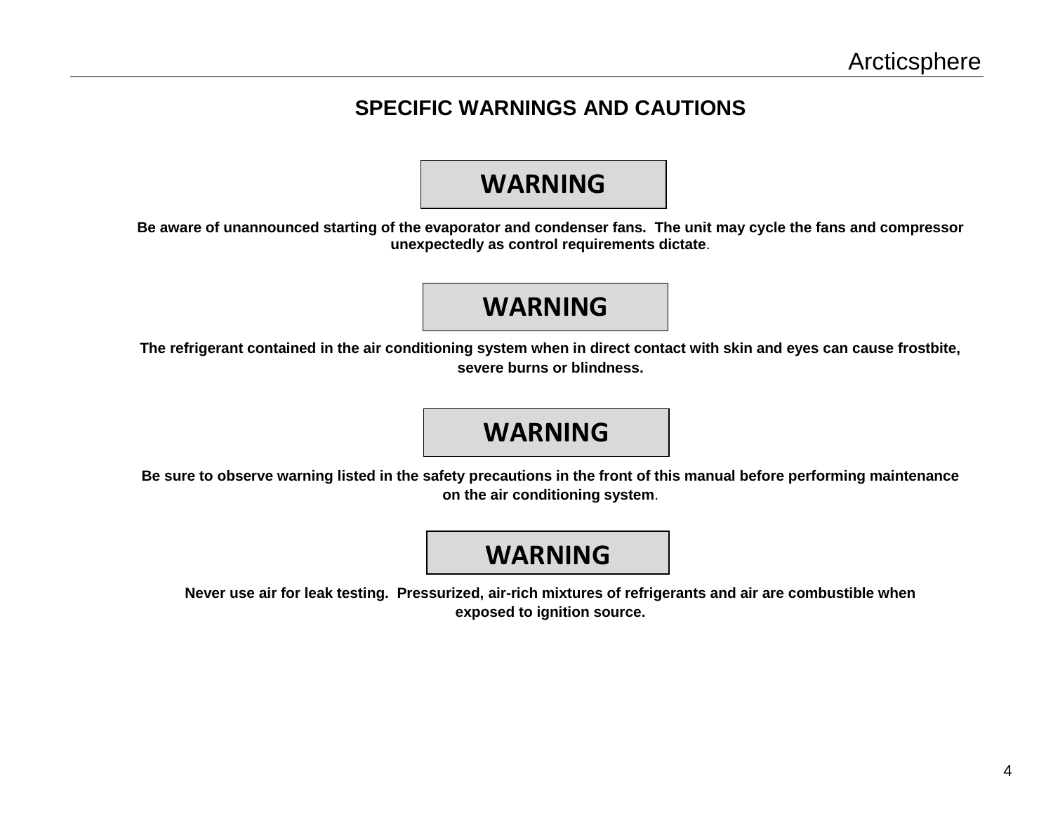## SPECIFIC WARNINGS AND CAUTIONS

**WARNING**

**Be aware of unannounced starting of the evaporator and condenser fans. The unit may cycle the fans and compressor unexpectedly as control requirements dictate**.

**WARNING**

**The refrigerant contained in the air conditioning system when in direct contact with skin and eyes can cause frostbite, severe burns or blindness.**

**WARNING**

**Be sure to observe warning listed in the safety precautions in the front of this manual before performing maintenance on the air conditioning system**.

**WARNING**

**Never use air for leak testing. Pressurized, air-rich mixtures of refrigerants and air are combustible when exposed to ignition source.**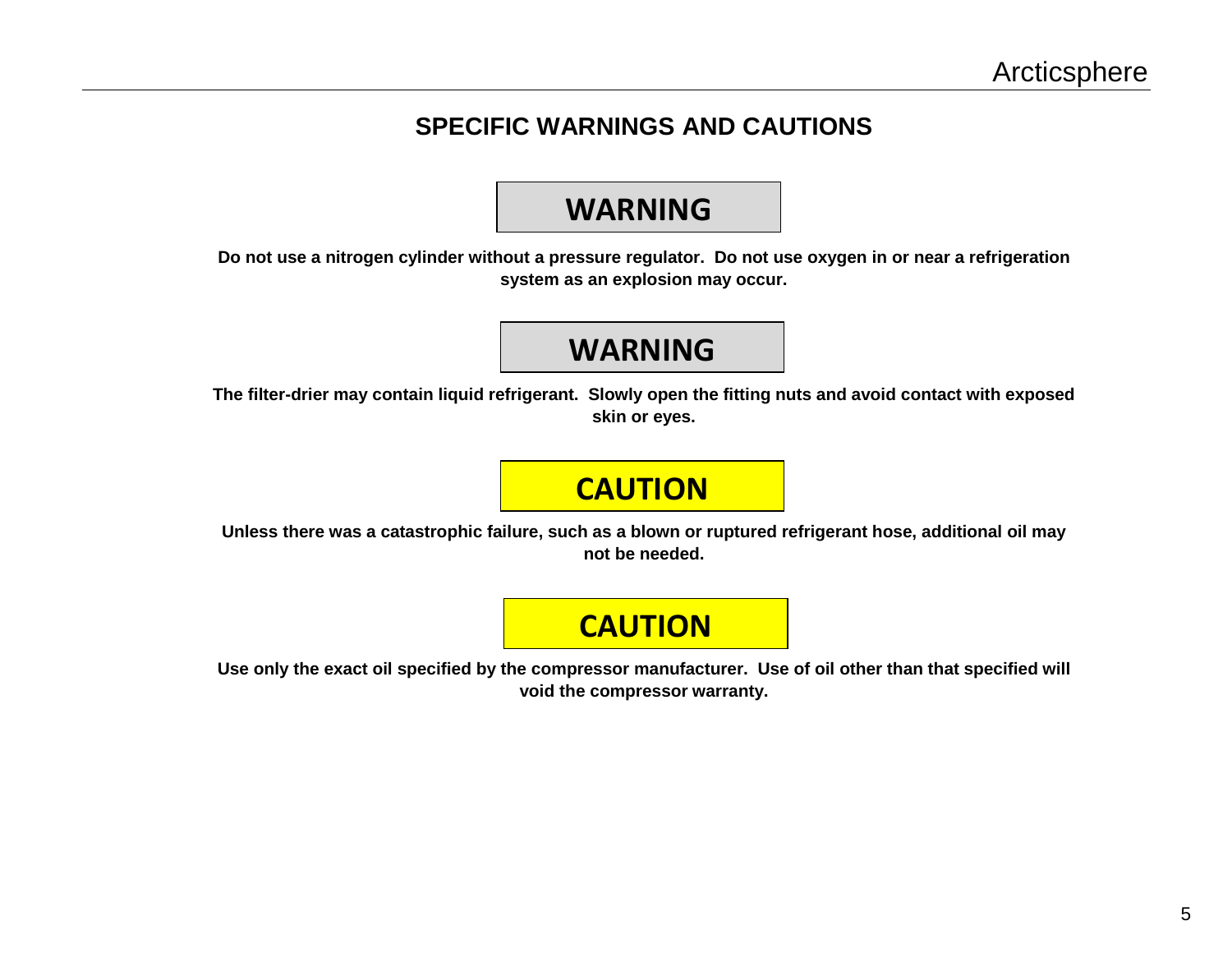## SPECIFIC WARNINGS AND CAUTIONS

**WARNING**

**Do not use a nitrogen cylinder without a pressure regulator. Do not use oxygen in or near a refrigeration system as an explosion may occur.**

**WARNING**

**The filter-drier may contain liquid refrigerant. Slowly open the fitting nuts and avoid contact with exposed skin or eyes.**

**CAUTION**

**Unless there was a catastrophic failure, such as a blown or ruptured refrigerant hose, additional oil may not be needed.**

**CAUTION**

**Use only the exact oil specified by the compressor manufacturer. Use of oil other than that specified will void the compressor warranty.**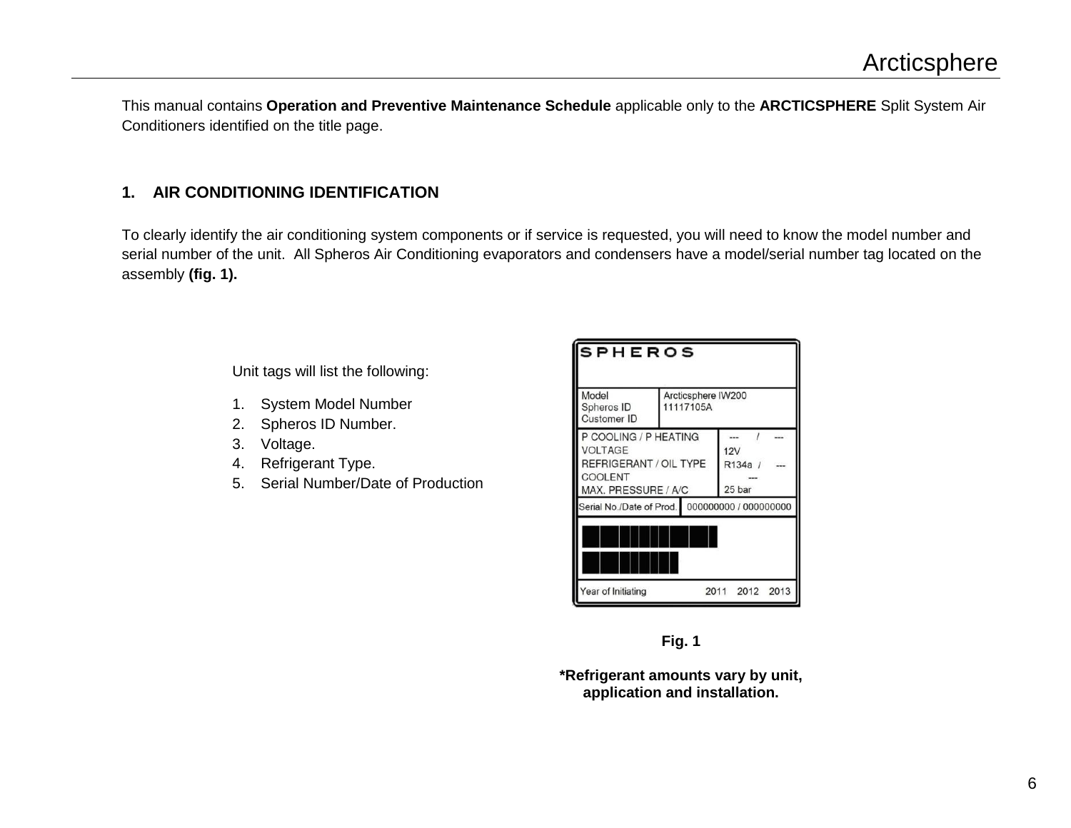This manual contains **Operation and Preventive Maintenance Schedule** applicable only to the **ARCTICSPHERE** Split System Air Conditioners identified on the title page.

## 1. AIR CONDITIONING IDENTIFICATION

To clearly identify the air conditioning system components or if service is requested, you will need to know the model number and serial number of the unit. All Spheros Air Conditioning evaporators and condensers have a model/serial number tag located on the assembly **(fig. 1).**

Unit tags will list the following:

1. System Model Number
2. Spheros ID Number.
3. Voltage.
4. Refrigerant Type.
5. Serial Number/Date of Production

SPHEROS

| | |
|---|---|
| Model | Arcticsphere IW200 |
| Spheros ID | 11117105A |
| Customer ID | |
| P COOLING / P HEATING | --- / --- |
| VOLTAGE | 12V |
| REFRIGERANT / OIL TYPE | R134a / --- |
| COOLENT | --- |
| MAX. PRESSURE / A/C | 25 bar |
| Serial No./Date of Prod. | 000000000 / 000000000 |
| Year of Initiating | 2011 2012 2013 |

**Fig. 1**

**\*Refrigerant amounts vary by unit, application and installation.**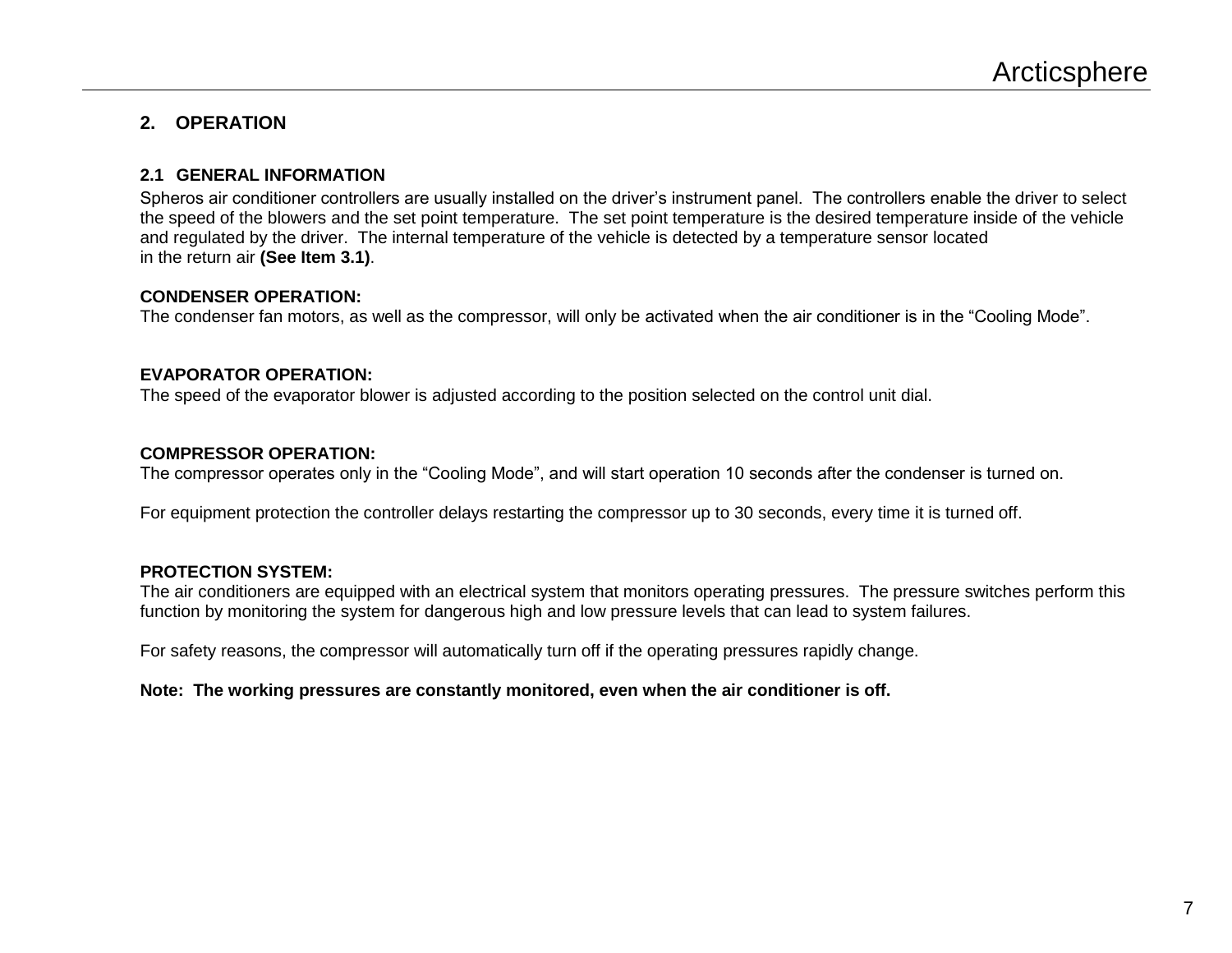## 2. OPERATION

### 2.1 GENERAL INFORMATION

Spheros air conditioner controllers are usually installed on the driver's instrument panel. The controllers enable the driver to select the speed of the blowers and the set point temperature. The set point temperature is the desired temperature inside of the vehicle and regulated by the driver. The internal temperature of the vehicle is detected by a temperature sensor located in the return air **(See Item 3.1)**.

**CONDENSER OPERATION:**
The condenser fan motors, as well as the compressor, will only be activated when the air conditioner is in the "Cooling Mode".

**EVAPORATOR OPERATION:**
The speed of the evaporator blower is adjusted according to the position selected on the control unit dial.

**COMPRESSOR OPERATION:**
The compressor operates only in the "Cooling Mode", and will start operation 10 seconds after the condenser is turned on.

For equipment protection the controller delays restarting the compressor up to 30 seconds, every time it is turned off.

**PROTECTION SYSTEM:**
The air conditioners are equipped with an electrical system that monitors operating pressures. The pressure switches perform this function by monitoring the system for dangerous high and low pressure levels that can lead to system failures.

For safety reasons, the compressor will automatically turn off if the operating pressures rapidly change.

**Note: The working pressures are constantly monitored, even when the air conditioner is off.**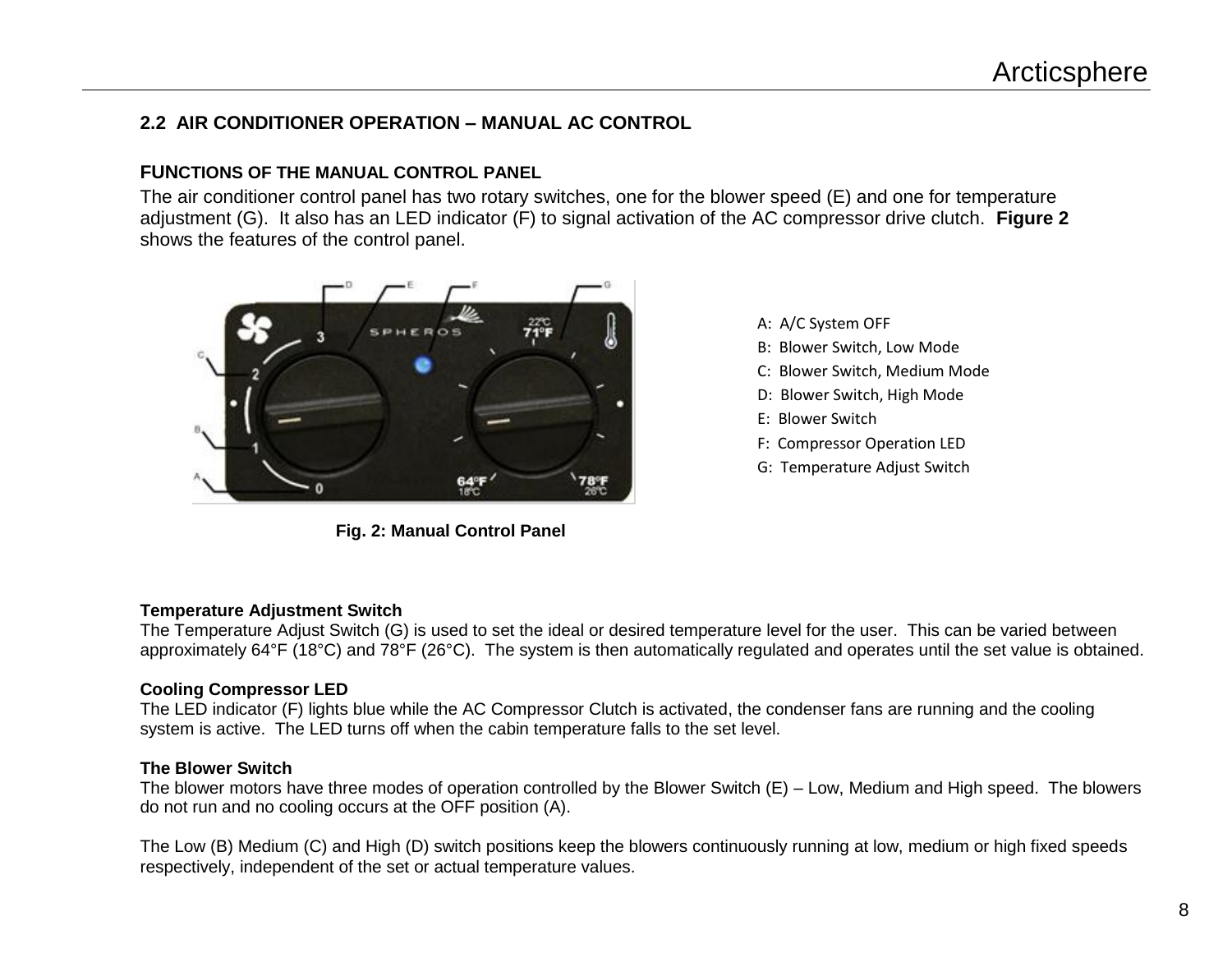## 2.2 AIR CONDITIONER OPERATION – MANUAL AC CONTROL

### FUNCTIONS OF THE MANUAL CONTROL PANEL

The air conditioner control panel has two rotary switches, one for the blower speed (E) and one for temperature adjustment (G). It also has an LED indicator (F) to signal activation of the AC compressor drive clutch. **Figure 2** shows the features of the control panel.

A: A/C System OFF
B: Blower Switch, Low Mode
C: Blower Switch, Medium Mode
D: Blower Switch, High Mode
E: Blower Switch
F: Compressor Operation LED
G: Temperature Adjust Switch

**Fig. 2: Manual Control Panel**

**Temperature Adjustment Switch**
The Temperature Adjust Switch (G) is used to set the ideal or desired temperature level for the user. This can be varied between approximately 64°F (18°C) and 78°F (26°C). The system is then automatically regulated and operates until the set value is obtained.

**Cooling Compressor LED**
The LED indicator (F) lights blue while the AC Compressor Clutch is activated, the condenser fans are running and the cooling system is active. The LED turns off when the cabin temperature falls to the set level.

**The Blower Switch**
The blower motors have three modes of operation controlled by the Blower Switch (E) – Low, Medium and High speed. The blowers do not run and no cooling occurs at the OFF position (A).

The Low (B) Medium (C) and High (D) switch positions keep the blowers continuously running at low, medium or high fixed speeds respectively, independent of the set or actual temperature values.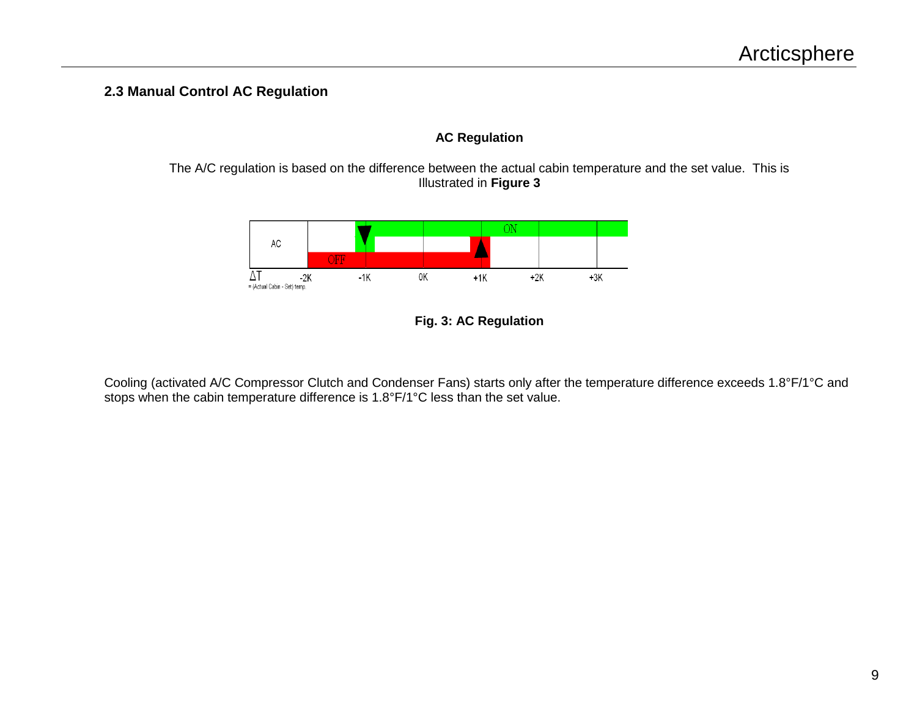### 2.3 Manual Control AC Regulation

**AC Regulation**

The A/C regulation is based on the difference between the actual cabin temperature and the set value. This is Illustrated in **Figure 3**

**Fig. 3: AC Regulation**

Cooling (activated A/C Compressor Clutch and Condenser Fans) starts only after the temperature difference exceeds 1.8°F/1°C and stops when the cabin temperature difference is 1.8°F/1°C less than the set value.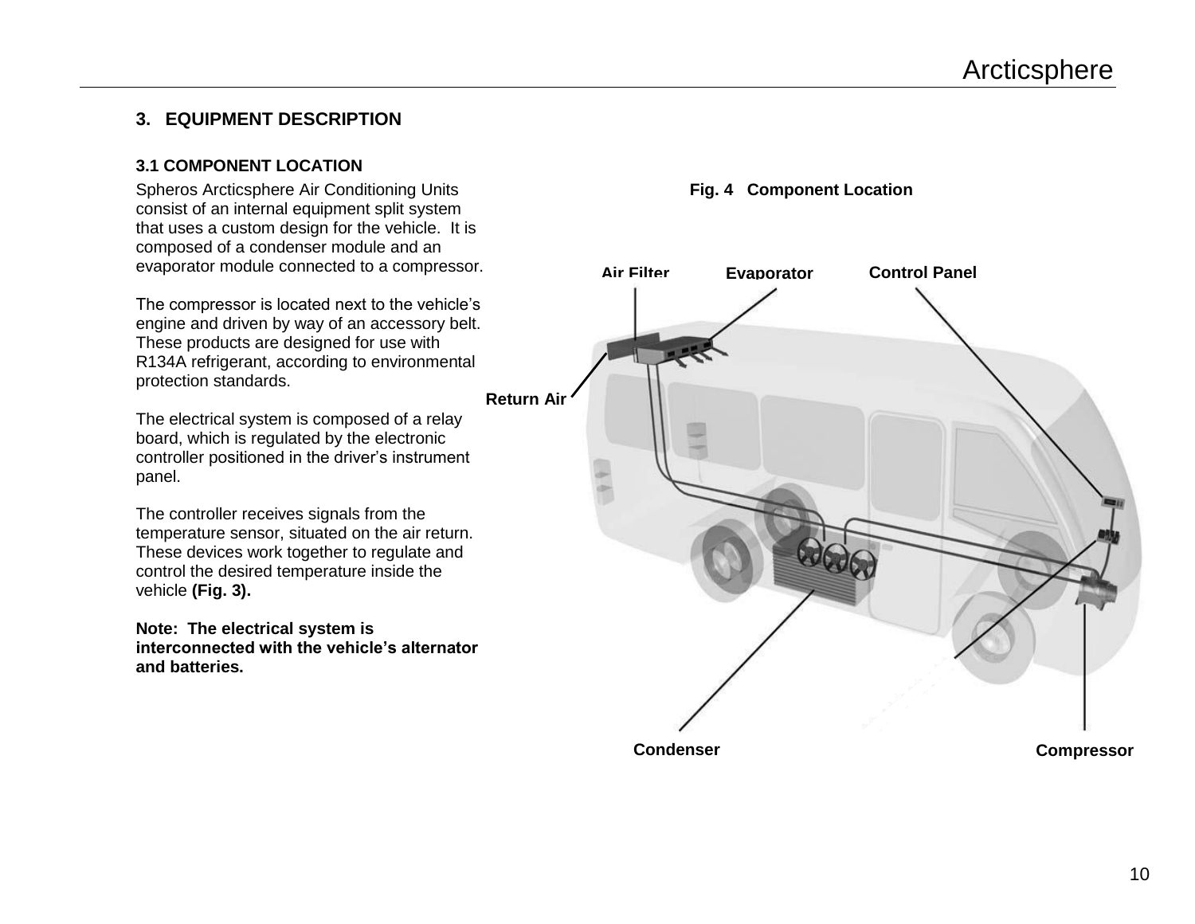## 3. EQUIPMENT DESCRIPTION

### 3.1 COMPONENT LOCATION

Spheros Arcticsphere Air Conditioning Units consist of an internal equipment split system that uses a custom design for the vehicle. It is composed of a condenser module and an evaporator module connected to a compressor.

The compressor is located next to the vehicle's engine and driven by way of an accessory belt. These products are designed for use with R134A refrigerant, according to environmental protection standards.

The electrical system is composed of a relay board, which is regulated by the electronic controller positioned in the driver's instrument panel.

The controller receives signals from the temperature sensor, situated on the air return. These devices work together to regulate and control the desired temperature inside the vehicle **(Fig. 3).**

**Note: The electrical system is interconnected with the vehicle's alternator and batteries.**

**Fig. 4 Component Location**

Air Filter · Evaporator · Control Panel · Return Air · Condenser · Compressor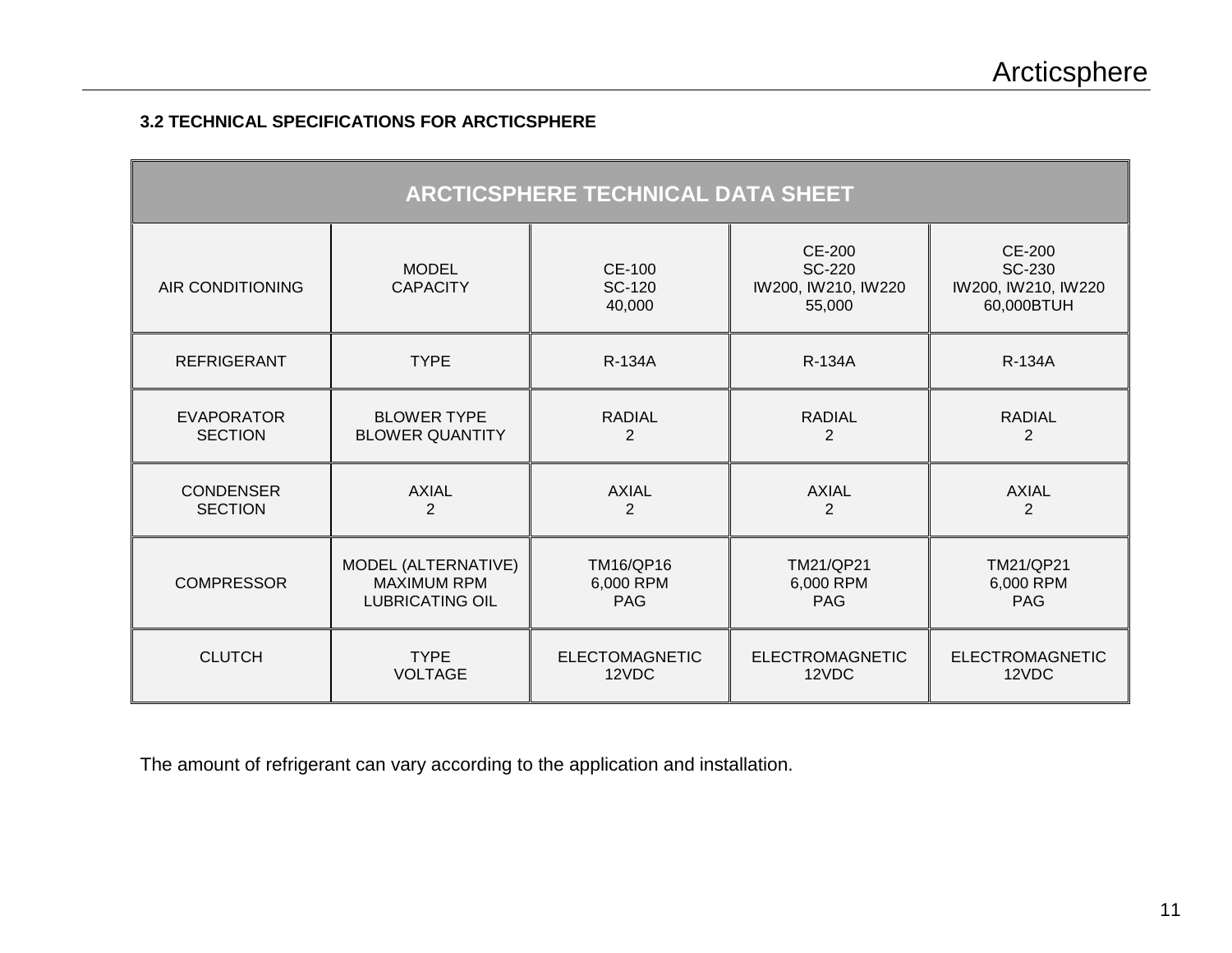### 3.2 TECHNICAL SPECIFICATIONS FOR ARCTICSPHERE

| ARCTICSPHERE TECHNICAL DATA SHEET | | | | |
|---|---|---|---|---|
| AIR CONDITIONING | MODEL<br>CAPACITY | CE-100<br>SC-120<br>40,000 | CE-200<br>SC-220<br>IW200, IW210, IW220<br>55,000 | CE-200<br>SC-230<br>IW200, IW210, IW220<br>60,000BTUH |
| REFRIGERANT | TYPE | R-134A | R-134A | R-134A |
| EVAPORATOR SECTION | BLOWER TYPE<br>BLOWER QUANTITY | RADIAL<br>2 | RADIAL<br>2 | RADIAL<br>2 |
| CONDENSER SECTION | AXIAL<br>2 | AXIAL<br>2 | AXIAL<br>2 | AXIAL<br>2 |
| COMPRESSOR | MODEL (ALTERNATIVE)<br>MAXIMUM RPM<br>LUBRICATING OIL | TM16/QP16<br>6,000 RPM<br>PAG | TM21/QP21<br>6,000 RPM<br>PAG | TM21/QP21<br>6,000 RPM<br>PAG |
| CLUTCH | TYPE<br>VOLTAGE | ELECTOMAGNETIC<br>12VDC | ELECTROMAGNETIC<br>12VDC | ELECTROMAGNETIC<br>12VDC |

The amount of refrigerant can vary according to the application and installation.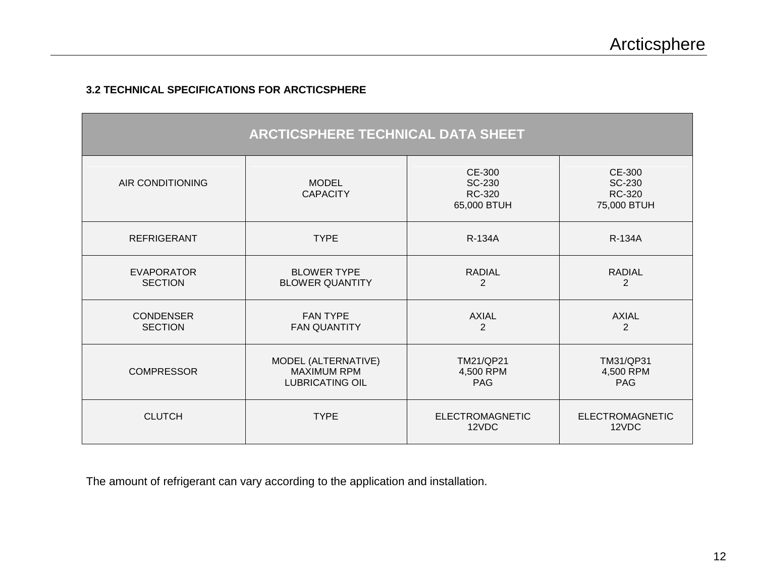### 3.2 TECHNICAL SPECIFICATIONS FOR ARCTICSPHERE

| ARCTICSPHERE TECHNICAL DATA SHEET | | | |
|---|---|---|---|
| AIR CONDITIONING | MODEL<br>CAPACITY | CE-300<br>SC-230<br>RC-320<br>65,000 BTUH | CE-300<br>SC-230<br>RC-320<br>75,000 BTUH |
| REFRIGERANT | TYPE | R-134A | R-134A |
| EVAPORATOR SECTION | BLOWER TYPE<br>BLOWER QUANTITY | RADIAL<br>2 | RADIAL<br>2 |
| CONDENSER SECTION | FAN TYPE<br>FAN QUANTITY | AXIAL<br>2 | AXIAL<br>2 |
| COMPRESSOR | MODEL (ALTERNATIVE)<br>MAXIMUM RPM<br>LUBRICATING OIL | TM21/QP21<br>4,500 RPM<br>PAG | TM31/QP31<br>4,500 RPM<br>PAG |
| CLUTCH | TYPE | ELECTROMAGNETIC<br>12VDC | ELECTROMAGNETIC<br>12VDC |

The amount of refrigerant can vary according to the application and installation.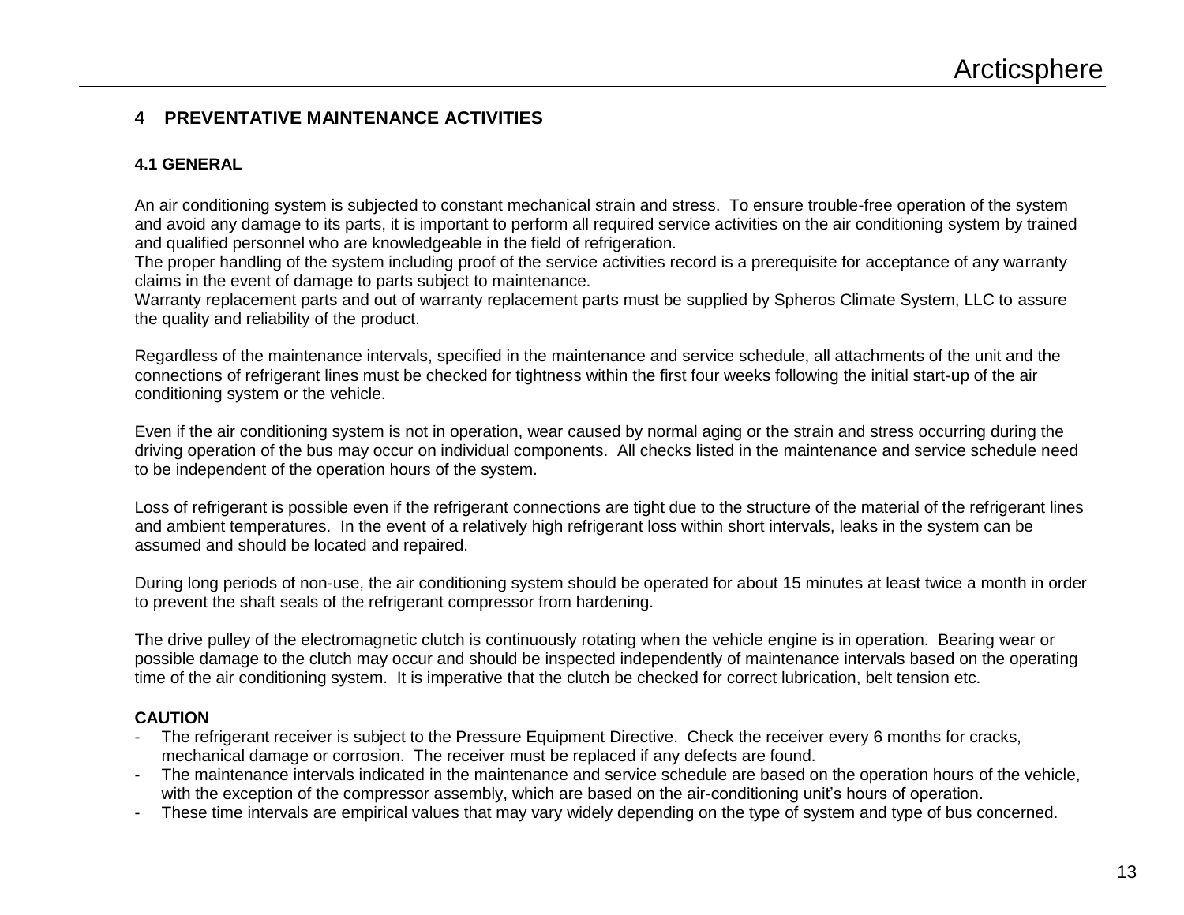# 4 PREVENTATIVE MAINTENANCE ACTIVITIES

## 4.1 GENERAL

An air conditioning system is subjected to constant mechanical strain and stress. To ensure trouble-free operation of the system and avoid any damage to its parts, it is important to perform all required service activities on the air conditioning system by trained and qualified personnel who are knowledgeable in the field of refrigeration.
The proper handling of the system including proof of the service activities record is a prerequisite for acceptance of any warranty claims in the event of damage to parts subject to maintenance.
Warranty replacement parts and out of warranty replacement parts must be supplied by Spheros Climate System, LLC to assure the quality and reliability of the product.

Regardless of the maintenance intervals, specified in the maintenance and service schedule, all attachments of the unit and the connections of refrigerant lines must be checked for tightness within the first four weeks following the initial start-up of the air conditioning system or the vehicle.

Even if the air conditioning system is not in operation, wear caused by normal aging or the strain and stress occurring during the driving operation of the bus may occur on individual components. All checks listed in the maintenance and service schedule need to be independent of the operation hours of the system.

Loss of refrigerant is possible even if the refrigerant connections are tight due to the structure of the material of the refrigerant lines and ambient temperatures. In the event of a relatively high refrigerant loss within short intervals, leaks in the system can be assumed and should be located and repaired.

During long periods of non-use, the air conditioning system should be operated for about 15 minutes at least twice a month in order to prevent the shaft seals of the refrigerant compressor from hardening.

The drive pulley of the electromagnetic clutch is continuously rotating when the vehicle engine is in operation. Bearing wear or possible damage to the clutch may occur and should be inspected independently of maintenance intervals based on the operating time of the air conditioning system. It is imperative that the clutch be checked for correct lubrication, belt tension etc.

**CAUTION**

- The refrigerant receiver is subject to the Pressure Equipment Directive. Check the receiver every 6 months for cracks, mechanical damage or corrosion. The receiver must be replaced if any defects are found.
- The maintenance intervals indicated in the maintenance and service schedule are based on the operation hours of the vehicle, with the exception of the compressor assembly, which are based on the air-conditioning unit's hours of operation.
- These time intervals are empirical values that may vary widely depending on the type of system and type of bus concerned.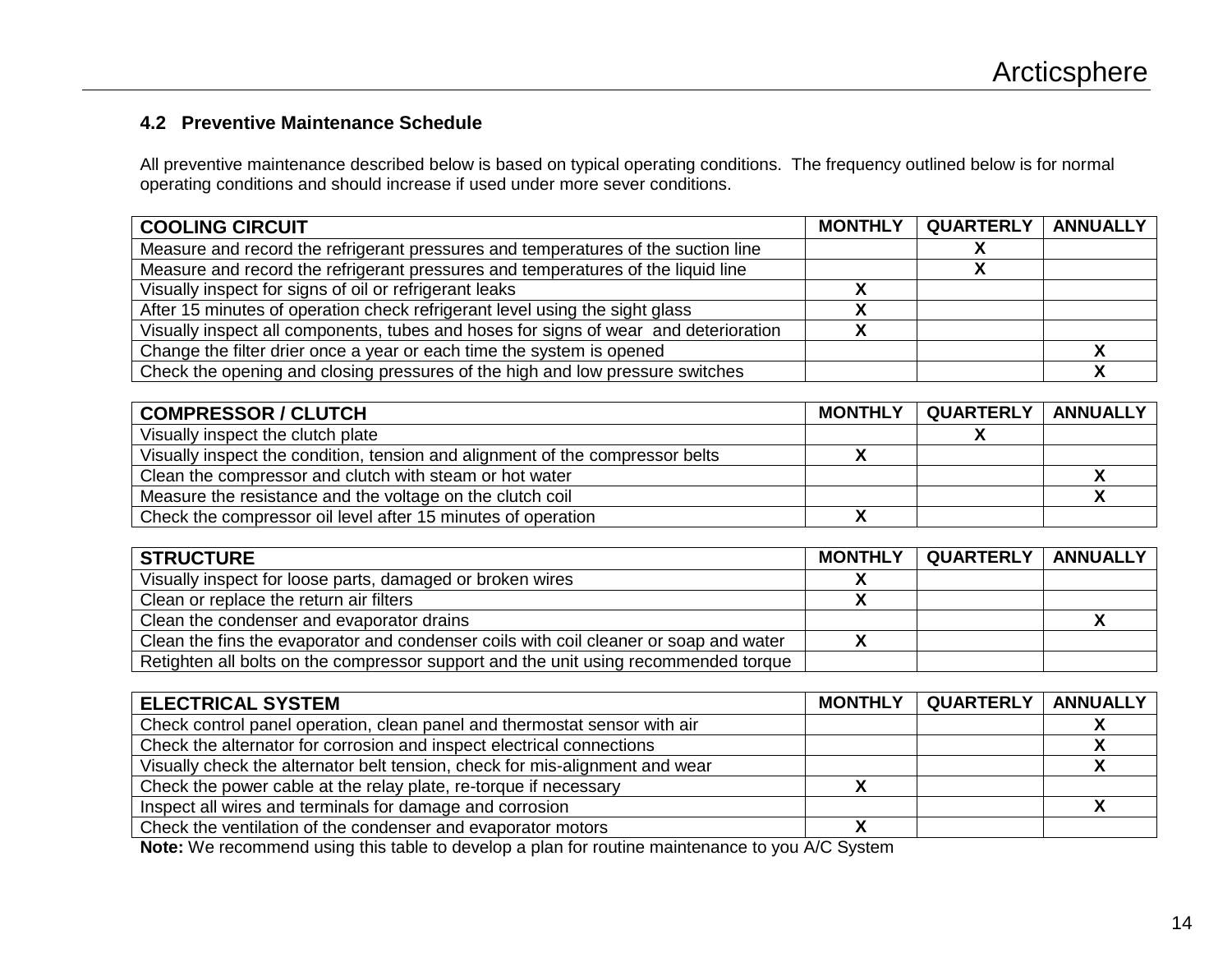### 4.2 Preventive Maintenance Schedule

All preventive maintenance described below is based on typical operating conditions. The frequency outlined below is for normal operating conditions and should increase if used under more sever conditions.

| **COOLING CIRCUIT** | **MONTHLY** | **QUARTERLY** | **ANNUALLY** |
|---|---|---|---|
| Measure and record the refrigerant pressures and temperatures of the suction line | | **X** | |
| Measure and record the refrigerant pressures and temperatures of the liquid line | | **X** | |
| Visually inspect for signs of oil or refrigerant leaks | **X** | | |
| After 15 minutes of operation check refrigerant level using the sight glass | **X** | | |
| Visually inspect all components, tubes and hoses for signs of wear and deterioration | **X** | | |
| Change the filter drier once a year or each time the system is opened | | | **X** |
| Check the opening and closing pressures of the high and low pressure switches | | | **X** |

| **COMPRESSOR / CLUTCH** | **MONTHLY** | **QUARTERLY** | **ANNUALLY** |
|---|---|---|---|
| Visually inspect the clutch plate | | **X** | |
| Visually inspect the condition, tension and alignment of the compressor belts | **X** | | |
| Clean the compressor and clutch with steam or hot water | | | **X** |
| Measure the resistance and the voltage on the clutch coil | | | **X** |
| Check the compressor oil level after 15 minutes of operation | **X** | | |

| **STRUCTURE** | **MONTHLY** | **QUARTERLY** | **ANNUALLY** |
|---|---|---|---|
| Visually inspect for loose parts, damaged or broken wires | **X** | | |
| Clean or replace the return air filters | **X** | | |
| Clean the condenser and evaporator drains | | | **X** |
| Clean the fins the evaporator and condenser coils with coil cleaner or soap and water | **X** | | |
| Retighten all bolts on the compressor support and the unit using recommended torque | | | |

| **ELECTRICAL SYSTEM** | **MONTHLY** | **QUARTERLY** | **ANNUALLY** |
|---|---|---|---|
| Check control panel operation, clean panel and thermostat sensor with air | | | **X** |
| Check the alternator for corrosion and inspect electrical connections | | | **X** |
| Visually check the alternator belt tension, check for mis-alignment and wear | | | **X** |
| Check the power cable at the relay plate, re-torque if necessary | **X** | | |
| Inspect all wires and terminals for damage and corrosion | | | **X** |
| Check the ventilation of the condenser and evaporator motors | **X** | | |

**Note:** We recommend using this table to develop a plan for routine maintenance to you A/C System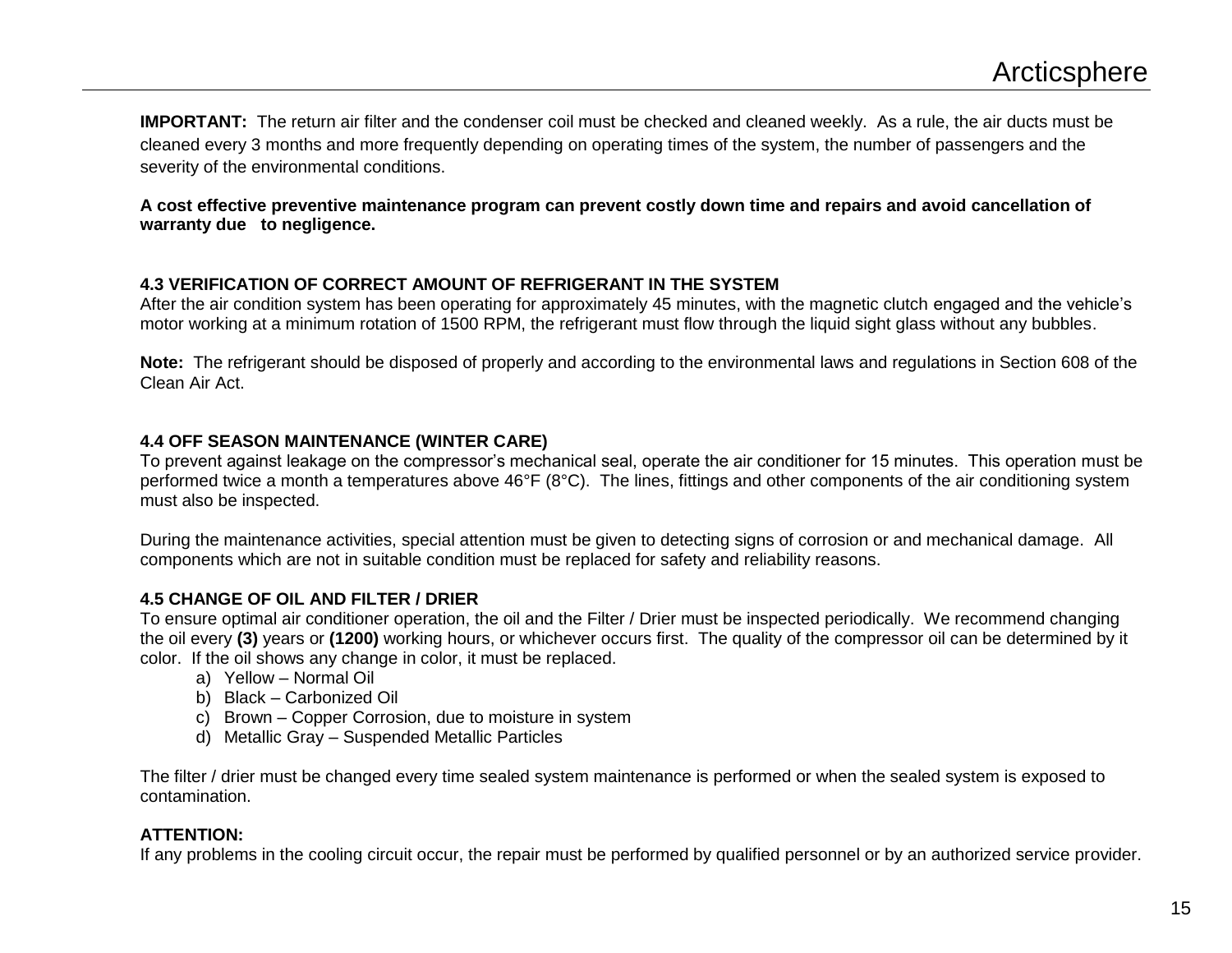**IMPORTANT:** The return air filter and the condenser coil must be checked and cleaned weekly. As a rule, the air ducts must be cleaned every 3 months and more frequently depending on operating times of the system, the number of passengers and the severity of the environmental conditions.

**A cost effective preventive maintenance program can prevent costly down time and repairs and avoid cancellation of warranty due to negligence.**

### 4.3 VERIFICATION OF CORRECT AMOUNT OF REFRIGERANT IN THE SYSTEM

After the air condition system has been operating for approximately 45 minutes, with the magnetic clutch engaged and the vehicle's motor working at a minimum rotation of 1500 RPM, the refrigerant must flow through the liquid sight glass without any bubbles.

**Note:** The refrigerant should be disposed of properly and according to the environmental laws and regulations in Section 608 of the Clean Air Act.

### 4.4 OFF SEASON MAINTENANCE (WINTER CARE)

To prevent against leakage on the compressor's mechanical seal, operate the air conditioner for 15 minutes. This operation must be performed twice a month a temperatures above 46°F (8°C). The lines, fittings and other components of the air conditioning system must also be inspected.

During the maintenance activities, special attention must be given to detecting signs of corrosion or and mechanical damage. All components which are not in suitable condition must be replaced for safety and reliability reasons.

### 4.5 CHANGE OF OIL AND FILTER / DRIER

To ensure optimal air conditioner operation, the oil and the Filter / Drier must be inspected periodically. We recommend changing the oil every **(3)** years or **(1200)** working hours, or whichever occurs first. The quality of the compressor oil can be determined by it color. If the oil shows any change in color, it must be replaced.

a) Yellow – Normal Oil
b) Black – Carbonized Oil
c) Brown – Copper Corrosion, due to moisture in system
d) Metallic Gray – Suspended Metallic Particles

The filter / drier must be changed every time sealed system maintenance is performed or when the sealed system is exposed to contamination.

**ATTENTION:**
If any problems in the cooling circuit occur, the repair must be performed by qualified personnel or by an authorized service provider.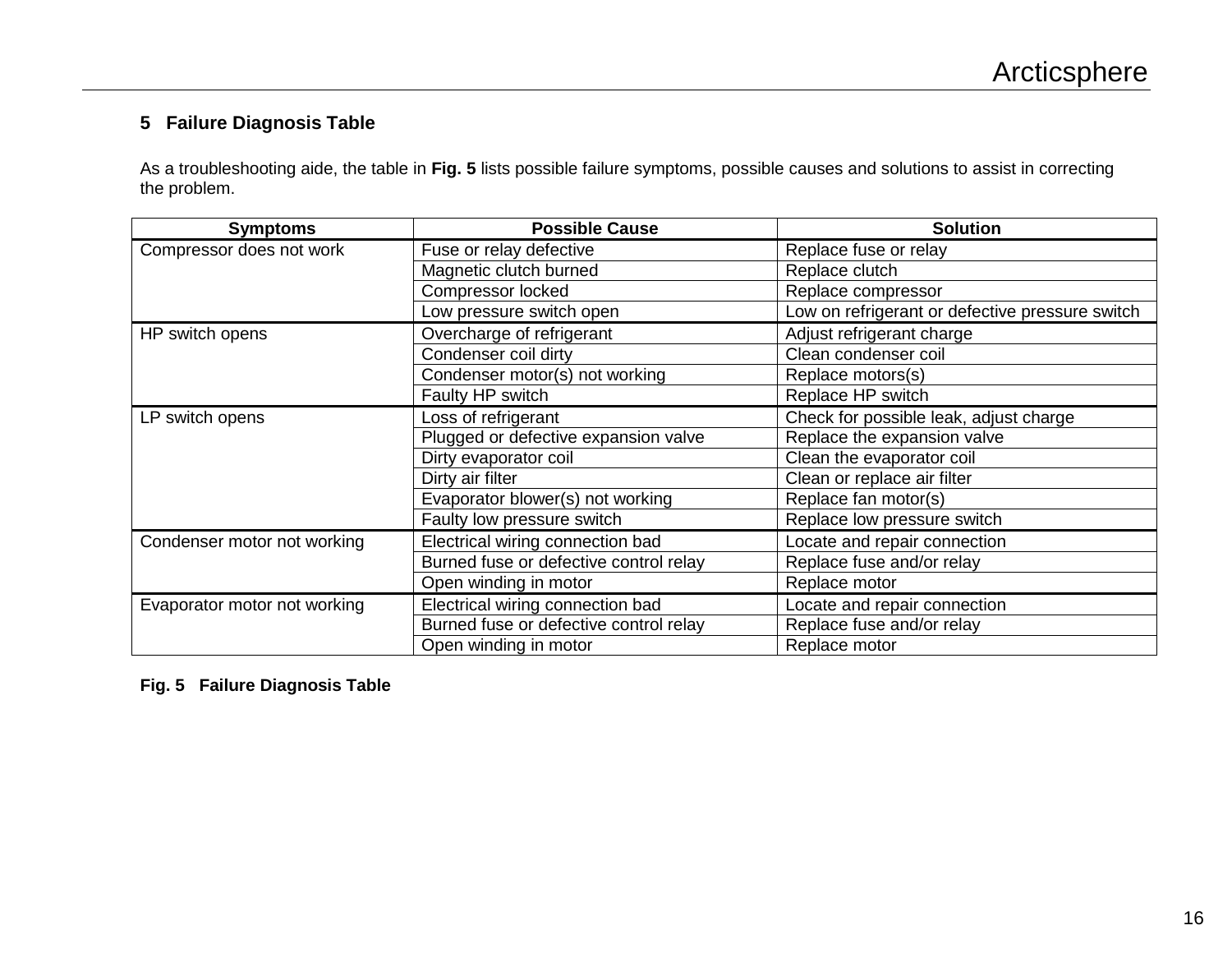## 5 Failure Diagnosis Table

As a troubleshooting aide, the table in **Fig. 5** lists possible failure symptoms, possible causes and solutions to assist in correcting the problem.

| Symptoms | Possible Cause | Solution |
|---|---|---|
| Compressor does not work | Fuse or relay defective | Replace fuse or relay |
| | Magnetic clutch burned | Replace clutch |
| | Compressor locked | Replace compressor |
| | Low pressure switch open | Low on refrigerant or defective pressure switch |
| HP switch opens | Overcharge of refrigerant | Adjust refrigerant charge |
| | Condenser coil dirty | Clean condenser coil |
| | Condenser motor(s) not working | Replace motors(s) |
| | Faulty HP switch | Replace HP switch |
| LP switch opens | Loss of refrigerant | Check for possible leak, adjust charge |
| | Plugged or defective expansion valve | Replace the expansion valve |
| | Dirty evaporator coil | Clean the evaporator coil |
| | Dirty air filter | Clean or replace air filter |
| | Evaporator blower(s) not working | Replace fan motor(s) |
| | Faulty low pressure switch | Replace low pressure switch |
| Condenser motor not working | Electrical wiring connection bad | Locate and repair connection |
| | Burned fuse or defective control relay | Replace fuse and/or relay |
| | Open winding in motor | Replace motor |
| Evaporator motor not working | Electrical wiring connection bad | Locate and repair connection |
| | Burned fuse or defective control relay | Replace fuse and/or relay |
| | Open winding in motor | Replace motor |

**Fig. 5 Failure Diagnosis Table**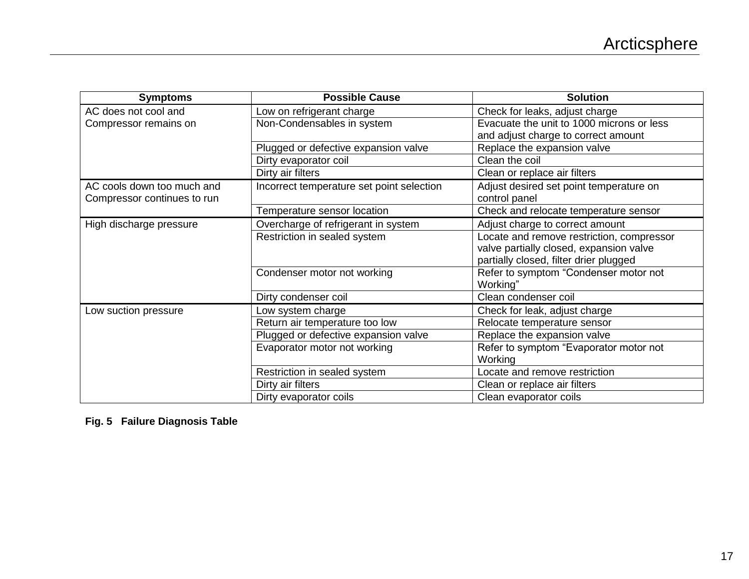| Symptoms | Possible Cause | Solution |
|---|---|---|
| AC does not cool and Compressor remains on | Low on refrigerant charge | Check for leaks, adjust charge |
| | Non-Condensables in system | Evacuate the unit to 1000 microns or less and adjust charge to correct amount |
| | Plugged or defective expansion valve | Replace the expansion valve |
| | Dirty evaporator coil | Clean the coil |
| | Dirty air filters | Clean or replace air filters |
| AC cools down too much and Compressor continues to run | Incorrect temperature set point selection | Adjust desired set point temperature on control panel |
| | Temperature sensor location | Check and relocate temperature sensor |
| High discharge pressure | Overcharge of refrigerant in system | Adjust charge to correct amount |
| | Restriction in sealed system | Locate and remove restriction, compressor valve partially closed, expansion valve partially closed, filter drier plugged |
| | Condenser motor not working | Refer to symptom “Condenser motor not Working” |
| | Dirty condenser coil | Clean condenser coil |
| Low suction pressure | Low system charge | Check for leak, adjust charge |
| | Return air temperature too low | Relocate temperature sensor |
| | Plugged or defective expansion valve | Replace the expansion valve |
| | Evaporator motor not working | Refer to symptom “Evaporator motor not Working |
| | Restriction in sealed system | Locate and remove restriction |
| | Dirty air filters | Clean or replace air filters |
| | Dirty evaporator coils | Clean evaporator coils |

**Fig. 5 Failure Diagnosis Table**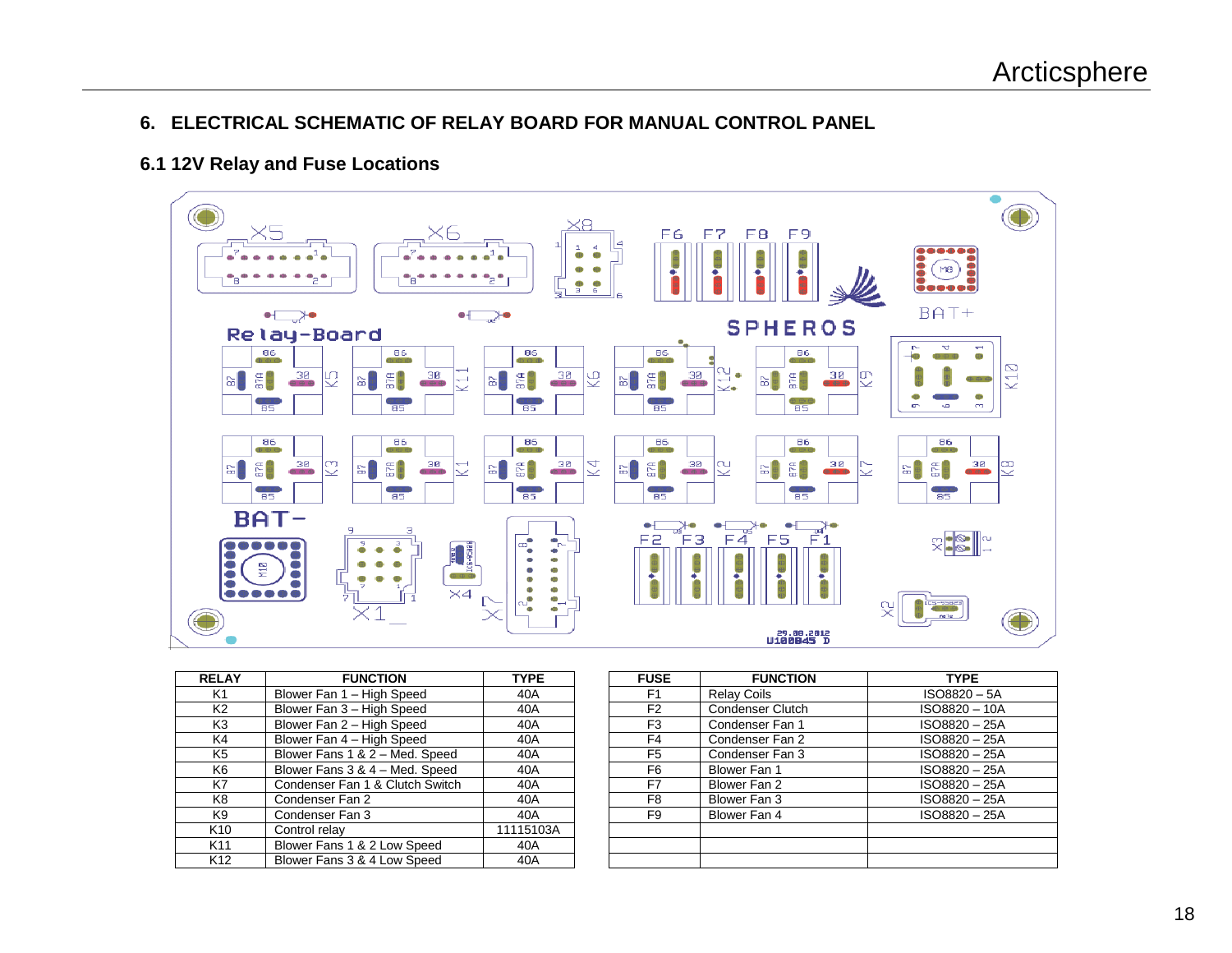## 6. ELECTRICAL SCHEMATIC OF RELAY BOARD FOR MANUAL CONTROL PANEL

### 6.1 12V Relay and Fuse Locations

| RELAY | FUNCTION | TYPE |
|---|---|---|
| K1 | Blower Fan 1 – High Speed | 40A |
| K2 | Blower Fan 3 – High Speed | 40A |
| K3 | Blower Fan 2 – High Speed | 40A |
| K4 | Blower Fan 4 – High Speed | 40A |
| K5 | Blower Fans 1 & 2 – Med. Speed | 40A |
| K6 | Blower Fans 3 & 4 – Med. Speed | 40A |
| K7 | Condenser Fan 1 & Clutch Switch | 40A |
| K8 | Condenser Fan 2 | 40A |
| K9 | Condenser Fan 3 | 40A |
| K10 | Control relay | 11115103A |
| K11 | Blower Fans 1 & 2 Low Speed | 40A |
| K12 | Blower Fans 3 & 4 Low Speed | 40A |

| FUSE | FUNCTION | TYPE |
|---|---|---|
| F1 | Relay Coils | ISO8820 – 5A |
| F2 | Condenser Clutch | ISO8820 – 10A |
| F3 | Condenser Fan 1 | ISO8820 – 25A |
| F4 | Condenser Fan 2 | ISO8820 – 25A |
| F5 | Condenser Fan 3 | ISO8820 – 25A |
| F6 | Blower Fan 1 | ISO8820 – 25A |
| F7 | Blower Fan 2 | ISO8820 – 25A |
| F8 | Blower Fan 3 | ISO8820 – 25A |
| F9 | Blower Fan 4 | ISO8820 – 25A |
| | | |
| | | |
| | | |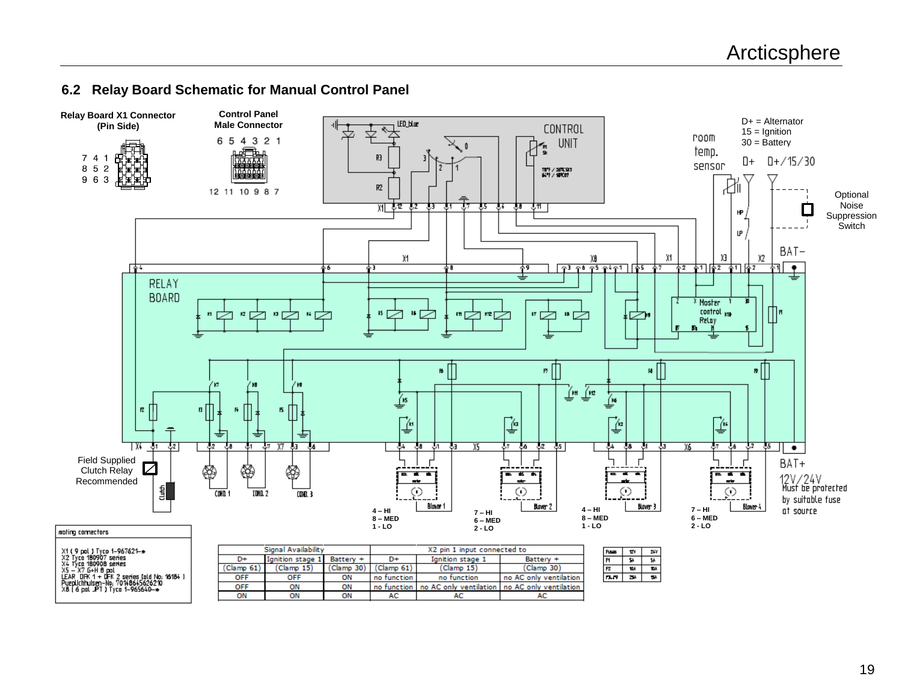## 6.2 Relay Board Schematic for Manual Control Panel

Relay Board X1 Connector (Pin Side)

Control Panel Male Connector

D+ = Alternator
15 = Ignition
30 = Battery

Optional Noise Suppression Switch

Field Supplied Clutch Relay Recommended

4 – HI
8 – MED
1 - LO

7 – HI
6 – MED
2 - LO

4 – HI
8 – MED
1 - LO

7 – HI
6 – MED
2 - LO

12V/24V
Must be protected by suitable fuse at source

mating connectors

X1 ( 9 pol ) Tyco 1-967621-*
X2 Tyco 180907 series
X4 Tyco 180908 series
X5 – X7 G+H 8 pol
LEAR DFK 1 + DFK 2 series (old No: 16184 )
Puepilchhulsen-No: 7014864562621 0
X8 ( 6 pol JPT ) Tyco 1-965640-*

| Signal Availability | | | X2 pin 1 input connected to | | |
|---|---|---|---|---|---|
| D+ (Clamp 61) | Ignition stage 1 (Clamp 15) | Battery + (Clamp 30) | D+ (Clamp 61) | Ignition stage 1 (Clamp 15) | Battery + (Clamp 30) |
| OFF | OFF | ON | no function | no function | no AC only ventilation |
| OFF | ON | ON | no function | no AC only ventilation | no AC only ventilation |
| ON | ON | ON | AC | AC | AC |

| Fuses | 12V | 24V |
|---|---|---|
| F1 | 5A | 5A |
| F2 | 10A | 10A |
| F3..F9 | 25A | 15A |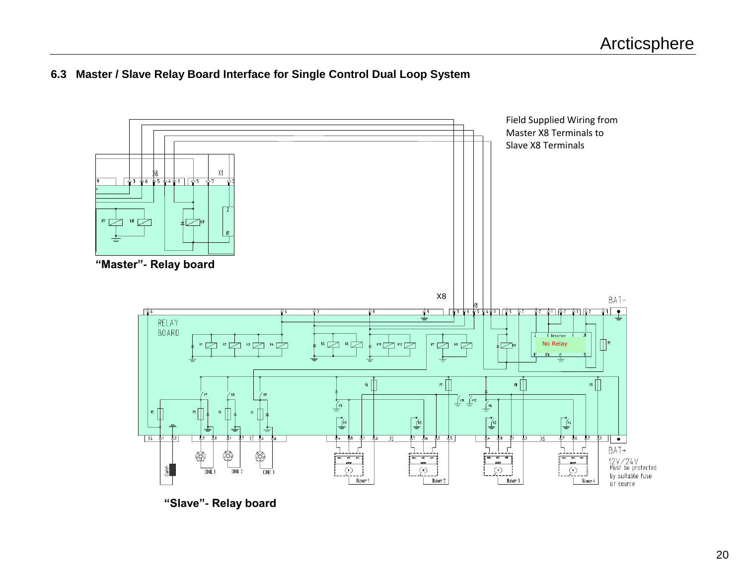### 6.3 Master / Slave Relay Board Interface for Single Control Dual Loop System

Field Supplied Wiring from Master X8 Terminals to Slave X8 Terminals

**"Master"- Relay board**

**"Slave"- Relay board**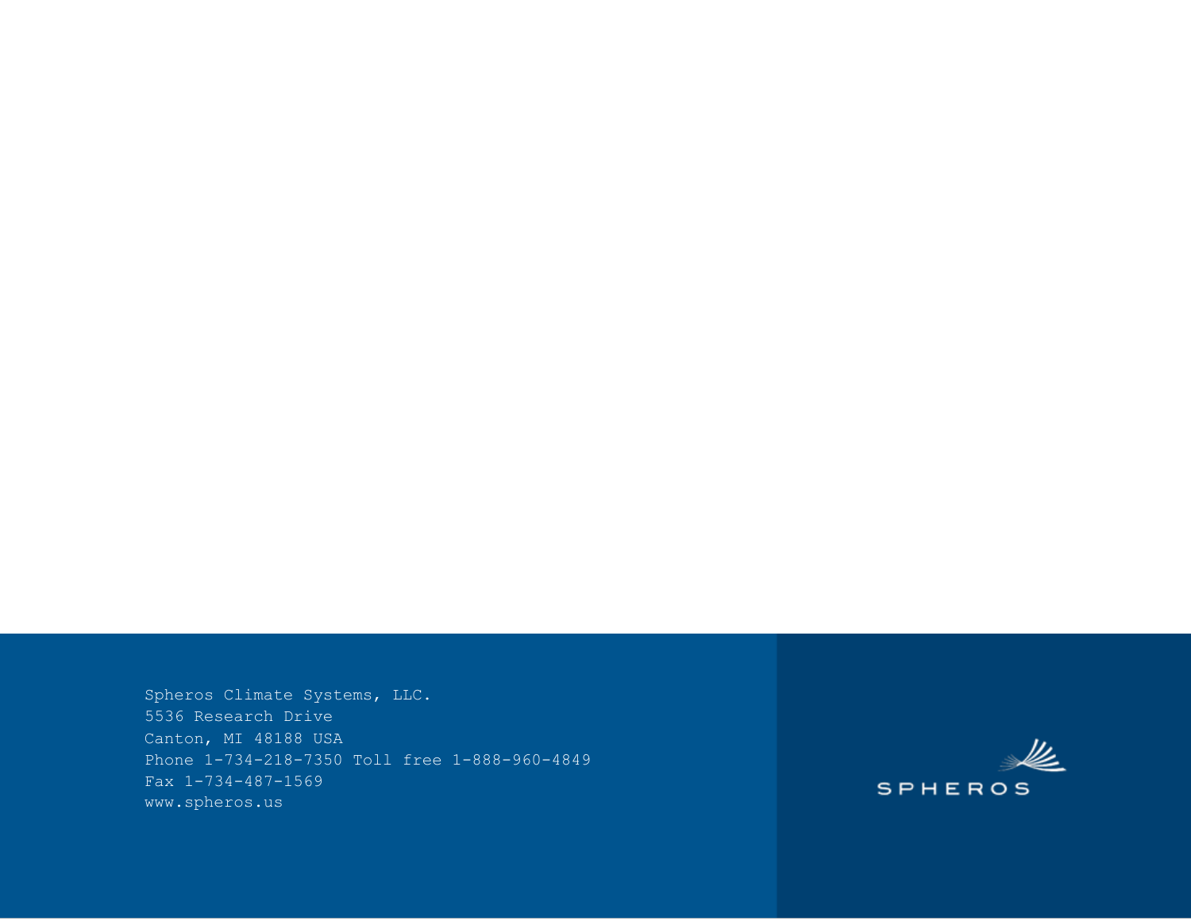Spheros Climate Systems, LLC.
5536 Research Drive
Canton, MI 48188 USA
Phone 1-734-218-7350 Toll free 1-888-960-4849
Fax 1-734-487-1569
www.spheros.us

SPHEROS